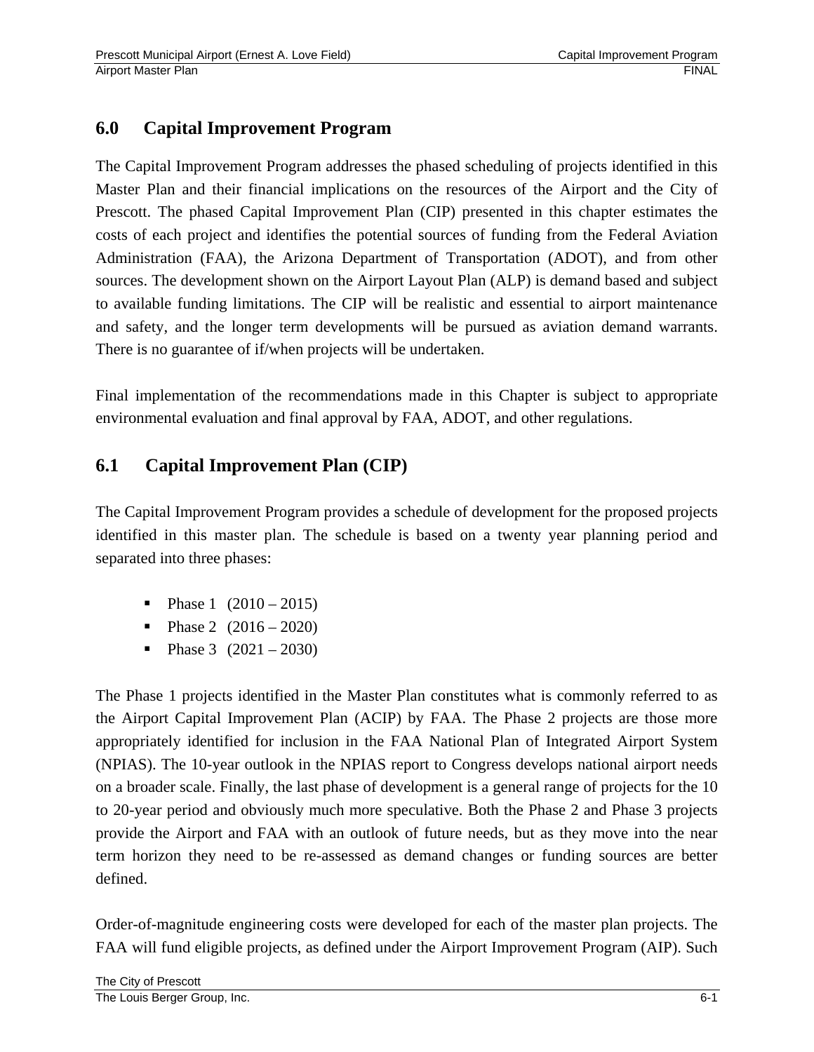## 6.0 Capital Improvement Program

The Capital Improvement Program addresses the phased scheduling of projects identified in this Master Plan and their financial implications on the resources of the Airport and the City of Prescott. The phased Capital Improvement Plan (CIP) presented in this chapter estimates the costs of each project and identifies the potential sources of funding from the Federal Aviation Administration (FAA), the Arizona Department of Transportation (ADOT), and from other sources. The development shown on the Airport Layout Plan (ALP) is demand based and subject to available funding limitations. The CIP will be realistic and essential to airport maintenance and safety, and the longer term developments will be pursued as aviation demand warrants. There is no guarantee of if/when projects will be undertaken.

Final implementation of the recommendations made in this Chapter is subject to appropriate environmental evaluation and final approval by FAA, ADOT, and other regulations.

## 6.1 Capital Improvement Plan (CIP)

The Capital Improvement Program provides a schedule of development for the proposed projects identified in this master plan. The schedule is based on a twenty year planning period and separated into three phases:

- Phase 1 (2010 – 2015)
- Phase 2 (2016 – 2020)
- Phase 3 (2021 – 2030)

The Phase 1 projects identified in the Master Plan constitutes what is commonly referred to as the Airport Capital Improvement Plan (ACIP) by FAA. The Phase 2 projects are those more appropriately identified for inclusion in the FAA National Plan of Integrated Airport System (NPIAS). The 10-year outlook in the NPIAS report to Congress develops national airport needs on a broader scale. Finally, the last phase of development is a general range of projects for the 10 to 20-year period and obviously much more speculative. Both the Phase 2 and Phase 3 projects provide the Airport and FAA with an outlook of future needs, but as they move into the near term horizon they need to be re-assessed as demand changes or funding sources are better defined.

Order-of-magnitude engineering costs were developed for each of the master plan projects. The FAA will fund eligible projects, as defined under the Airport Improvement Program (AIP). Such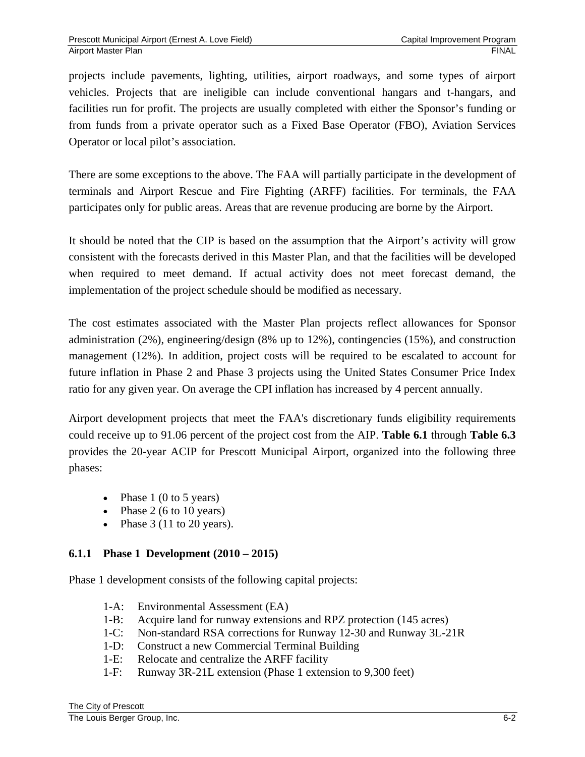projects include pavements, lighting, utilities, airport roadways, and some types of airport vehicles. Projects that are ineligible can include conventional hangars and t-hangars, and facilities run for profit. The projects are usually completed with either the Sponsor's funding or from funds from a private operator such as a Fixed Base Operator (FBO), Aviation Services Operator or local pilot's association.

There are some exceptions to the above. The FAA will partially participate in the development of terminals and Airport Rescue and Fire Fighting (ARFF) facilities. For terminals, the FAA participates only for public areas. Areas that are revenue producing are borne by the Airport.

It should be noted that the CIP is based on the assumption that the Airport's activity will grow consistent with the forecasts derived in this Master Plan, and that the facilities will be developed when required to meet demand. If actual activity does not meet forecast demand, the implementation of the project schedule should be modified as necessary.

The cost estimates associated with the Master Plan projects reflect allowances for Sponsor administration (2%), engineering/design (8% up to 12%), contingencies (15%), and construction management (12%). In addition, project costs will be required to be escalated to account for future inflation in Phase 2 and Phase 3 projects using the United States Consumer Price Index ratio for any given year. On average the CPI inflation has increased by 4 percent annually.

Airport development projects that meet the FAA's discretionary funds eligibility requirements could receive up to 91.06 percent of the project cost from the AIP. **Table 6.1** through **Table 6.3** provides the 20-year ACIP for Prescott Municipal Airport, organized into the following three phases:

- Phase 1 (0 to 5 years)
- Phase 2 (6 to 10 years)
- Phase 3 (11 to 20 years).

### 6.1.1 Phase 1 Development (2010 – 2015)

Phase 1 development consists of the following capital projects:

1-A: Environmental Assessment (EA)
1-B: Acquire land for runway extensions and RPZ protection (145 acres)
1-C: Non-standard RSA corrections for Runway 12-30 and Runway 3L-21R
1-D: Construct a new Commercial Terminal Building
1-E: Relocate and centralize the ARFF facility
1-F: Runway 3R-21L extension (Phase 1 extension to 9,300 feet)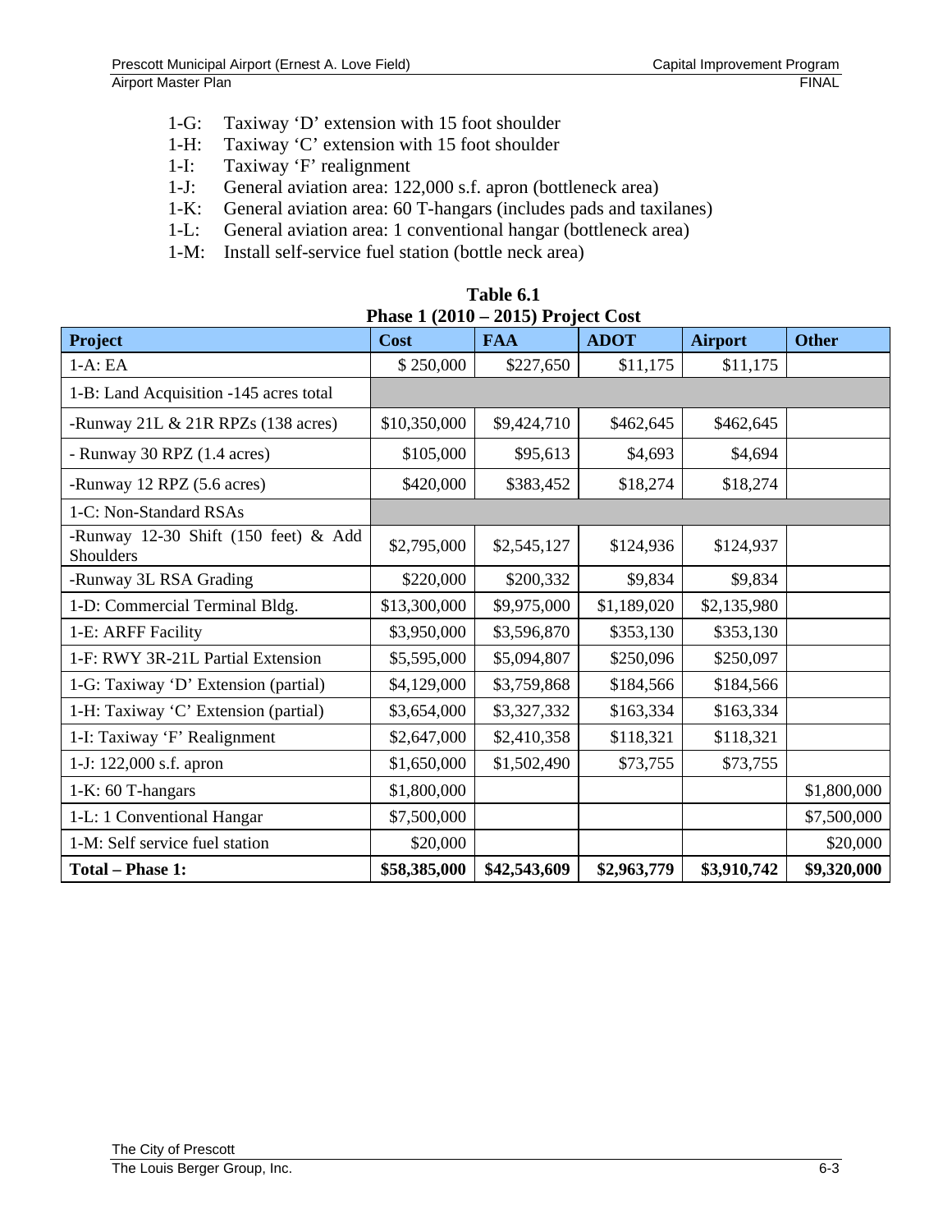- 1-G: Taxiway 'D' extension with 15 foot shoulder
- 1-H: Taxiway 'C' extension with 15 foot shoulder
- 1-I: Taxiway 'F' realignment
- 1-J: General aviation area: 122,000 s.f. apron (bottleneck area)
- 1-K: General aviation area: 60 T-hangars (includes pads and taxilanes)
- 1-L: General aviation area: 1 conventional hangar (bottleneck area)
- 1-M: Install self-service fuel station (bottle neck area)

**Table 6.1**
**Phase 1 (2010 – 2015) Project Cost**

| Project | Cost | FAA | ADOT | Airport | Other |
|---|---|---|---|---|---|
| 1-A: EA | $ 250,000 | $227,650 | $11,175 | $11,175 | |
| 1-B: Land Acquisition -145 acres total | | | | | |
| -Runway 21L & 21R RPZs (138 acres) | $10,350,000 | $9,424,710 | $462,645 | $462,645 | |
| - Runway 30 RPZ (1.4 acres) | $105,000 | $95,613 | $4,693 | $4,694 | |
| -Runway 12 RPZ (5.6 acres) | $420,000 | $383,452 | $18,274 | $18,274 | |
| 1-C: Non-Standard RSAs | | | | | |
| -Runway 12-30 Shift (150 feet) & Add Shoulders | $2,795,000 | $2,545,127 | $124,936 | $124,937 | |
| -Runway 3L RSA Grading | $220,000 | $200,332 | $9,834 | $9,834 | |
| 1-D: Commercial Terminal Bldg. | $13,300,000 | $9,975,000 | $1,189,020 | $2,135,980 | |
| 1-E: ARFF Facility | $3,950,000 | $3,596,870 | $353,130 | $353,130 | |
| 1-F: RWY 3R-21L Partial Extension | $5,595,000 | $5,094,807 | $250,096 | $250,097 | |
| 1-G: Taxiway 'D' Extension (partial) | $4,129,000 | $3,759,868 | $184,566 | $184,566 | |
| 1-H: Taxiway 'C' Extension (partial) | $3,654,000 | $3,327,332 | $163,334 | $163,334 | |
| 1-I: Taxiway 'F' Realignment | $2,647,000 | $2,410,358 | $118,321 | $118,321 | |
| 1-J: 122,000 s.f. apron | $1,650,000 | $1,502,490 | $73,755 | $73,755 | |
| 1-K: 60 T-hangars | $1,800,000 | | | | $1,800,000 |
| 1-L: 1 Conventional Hangar | $7,500,000 | | | | $7,500,000 |
| 1-M: Self service fuel station | $20,000 | | | | $20,000 |
| **Total – Phase 1:** | **$58,385,000** | **$42,543,609** | **$2,963,779** | **$3,910,742** | **$9,320,000** |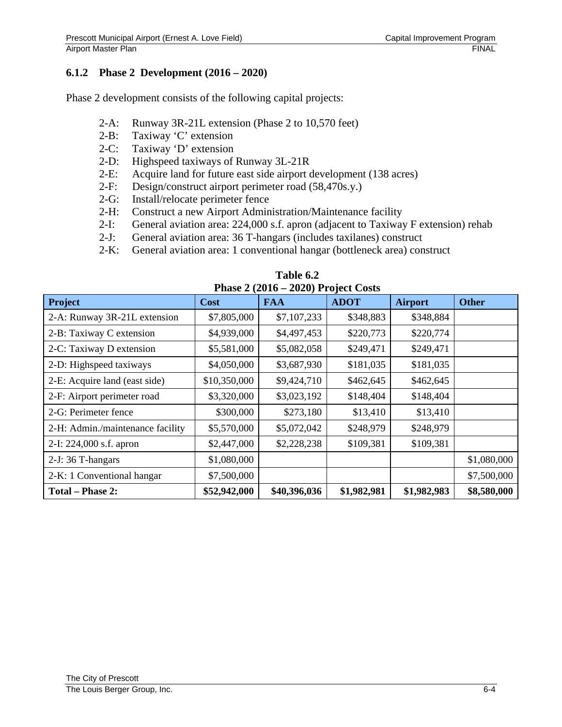### 6.1.2 Phase 2 Development (2016 – 2020)

Phase 2 development consists of the following capital projects:

- 2-A: Runway 3R-21L extension (Phase 2 to 10,570 feet)
- 2-B: Taxiway 'C' extension
- 2-C: Taxiway 'D' extension
- 2-D: Highspeed taxiways of Runway 3L-21R
- 2-E: Acquire land for future east side airport development (138 acres)
- 2-F: Design/construct airport perimeter road (58,470s.y.)
- 2-G: Install/relocate perimeter fence
- 2-H: Construct a new Airport Administration/Maintenance facility
- 2-I: General aviation area: 224,000 s.f. apron (adjacent to Taxiway F extension) rehab
- 2-J: General aviation area: 36 T-hangars (includes taxilanes) construct
- 2-K: General aviation area: 1 conventional hangar (bottleneck area) construct

**Table 6.2**
**Phase 2 (2016 – 2020) Project Costs**

| Project | Cost | FAA | ADOT | Airport | Other |
|---|---|---|---|---|---|
| 2-A: Runway 3R-21L extension | $7,805,000 | $7,107,233 | $348,883 | $348,884 | |
| 2-B: Taxiway C extension | $4,939,000 | $4,497,453 | $220,773 | $220,774 | |
| 2-C: Taxiway D extension | $5,581,000 | $5,082,058 | $249,471 | $249,471 | |
| 2-D: Highspeed taxiways | $4,050,000 | $3,687,930 | $181,035 | $181,035 | |
| 2-E: Acquire land (east side) | $10,350,000 | $9,424,710 | $462,645 | $462,645 | |
| 2-F: Airport perimeter road | $3,320,000 | $3,023,192 | $148,404 | $148,404 | |
| 2-G: Perimeter fence | $300,000 | $273,180 | $13,410 | $13,410 | |
| 2-H: Admin./maintenance facility | $5,570,000 | $5,072,042 | $248,979 | $248,979 | |
| 2-I: 224,000 s.f. apron | $2,447,000 | $2,228,238 | $109,381 | $109,381 | |
| 2-J: 36 T-hangars | $1,080,000 | | | | $1,080,000 |
| 2-K: 1 Conventional hangar | $7,500,000 | | | | $7,500,000 |
| **Total – Phase 2:** | **$52,942,000** | **$40,396,036** | **$1,982,981** | **$1,982,983** | **$8,580,000** |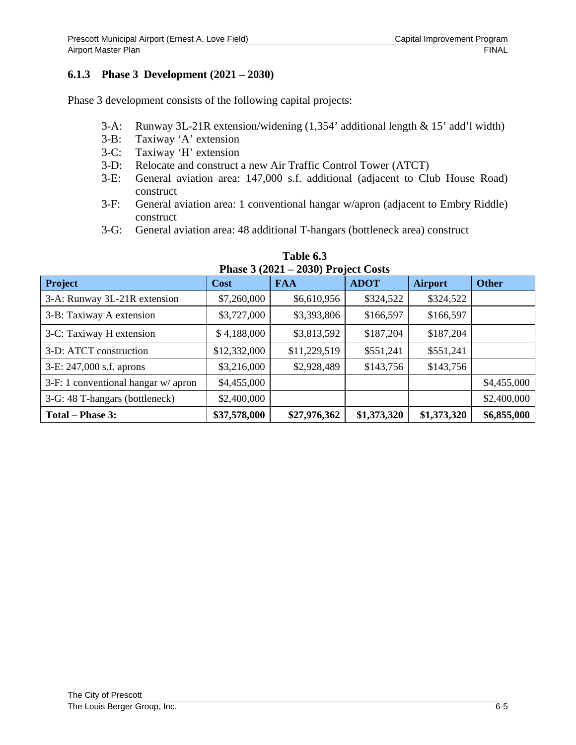### 6.1.3 Phase 3 Development (2021 – 2030)

Phase 3 development consists of the following capital projects:

- 3-A: Runway 3L-21R extension/widening (1,354' additional length & 15' add'l width)
- 3-B: Taxiway 'A' extension
- 3-C: Taxiway 'H' extension
- 3-D: Relocate and construct a new Air Traffic Control Tower (ATCT)
- 3-E: General aviation area: 147,000 s.f. additional (adjacent to Club House Road) construct
- 3-F: General aviation area: 1 conventional hangar w/apron (adjacent to Embry Riddle) construct
- 3-G: General aviation area: 48 additional T-hangars (bottleneck area) construct

**Table 6.3**
**Phase 3 (2021 – 2030) Project Costs**

| Project | Cost | FAA | ADOT | Airport | Other |
|---|---|---|---|---|---|
| 3-A: Runway 3L-21R extension | $7,260,000 | $6,610,956 | $324,522 | $324,522 | |
| 3-B: Taxiway A extension | $3,727,000 | $3,393,806 | $166,597 | $166,597 | |
| 3-C: Taxiway H extension | $ 4,188,000 | $3,813,592 | $187,204 | $187,204 | |
| 3-D: ATCT construction | $12,332,000 | $11,229,519 | $551,241 | $551,241 | |
| 3-E: 247,000 s.f. aprons | $3,216,000 | $2,928,489 | $143,756 | $143,756 | |
| 3-F: 1 conventional hangar w/ apron | $4,455,000 | | | | $4,455,000 |
| 3-G: 48 T-hangars (bottleneck) | $2,400,000 | | | | $2,400,000 |
| **Total – Phase 3:** | **$37,578,000** | **$27,976,362** | **$1,373,320** | **$1,373,320** | **$6,855,000** |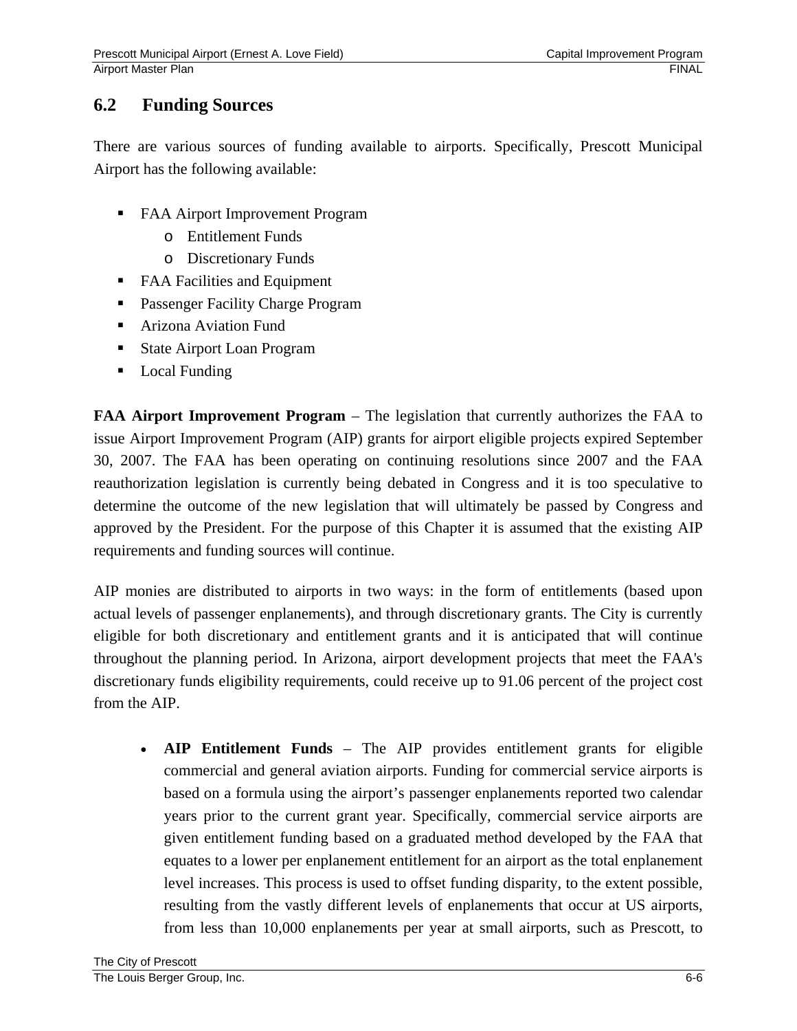## 6.2 Funding Sources

There are various sources of funding available to airports. Specifically, Prescott Municipal Airport has the following available:

- FAA Airport Improvement Program
  - Entitlement Funds
  - Discretionary Funds
- FAA Facilities and Equipment
- Passenger Facility Charge Program
- Arizona Aviation Fund
- State Airport Loan Program
- Local Funding

**FAA Airport Improvement Program** – The legislation that currently authorizes the FAA to issue Airport Improvement Program (AIP) grants for airport eligible projects expired September 30, 2007. The FAA has been operating on continuing resolutions since 2007 and the FAA reauthorization legislation is currently being debated in Congress and it is too speculative to determine the outcome of the new legislation that will ultimately be passed by Congress and approved by the President. For the purpose of this Chapter it is assumed that the existing AIP requirements and funding sources will continue.

AIP monies are distributed to airports in two ways: in the form of entitlements (based upon actual levels of passenger enplanements), and through discretionary grants. The City is currently eligible for both discretionary and entitlement grants and it is anticipated that will continue throughout the planning period. In Arizona, airport development projects that meet the FAA's discretionary funds eligibility requirements, could receive up to 91.06 percent of the project cost from the AIP.

- **AIP Entitlement Funds** – The AIP provides entitlement grants for eligible commercial and general aviation airports. Funding for commercial service airports is based on a formula using the airport's passenger enplanements reported two calendar years prior to the current grant year. Specifically, commercial service airports are given entitlement funding based on a graduated method developed by the FAA that equates to a lower per enplanement entitlement for an airport as the total enplanement level increases. This process is used to offset funding disparity, to the extent possible, resulting from the vastly different levels of enplanements that occur at US airports, from less than 10,000 enplanements per year at small airports, such as Prescott, to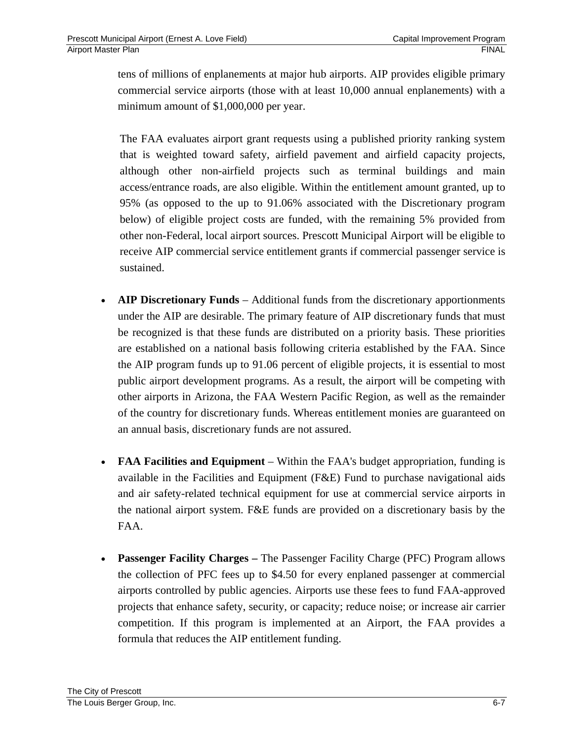tens of millions of enplanements at major hub airports. AIP provides eligible primary commercial service airports (those with at least 10,000 annual enplanements) with a minimum amount of $1,000,000 per year.

The FAA evaluates airport grant requests using a published priority ranking system that is weighted toward safety, airfield pavement and airfield capacity projects, although other non-airfield projects such as terminal buildings and main access/entrance roads, are also eligible. Within the entitlement amount granted, up to 95% (as opposed to the up to 91.06% associated with the Discretionary program below) of eligible project costs are funded, with the remaining 5% provided from other non-Federal, local airport sources. Prescott Municipal Airport will be eligible to receive AIP commercial service entitlement grants if commercial passenger service is sustained.

- **AIP Discretionary Funds** – Additional funds from the discretionary apportionments under the AIP are desirable. The primary feature of AIP discretionary funds that must be recognized is that these funds are distributed on a priority basis. These priorities are established on a national basis following criteria established by the FAA. Since the AIP program funds up to 91.06 percent of eligible projects, it is essential to most public airport development programs. As a result, the airport will be competing with other airports in Arizona, the FAA Western Pacific Region, as well as the remainder of the country for discretionary funds. Whereas entitlement monies are guaranteed on an annual basis, discretionary funds are not assured.

- **FAA Facilities and Equipment** – Within the FAA's budget appropriation, funding is available in the Facilities and Equipment (F&E) Fund to purchase navigational aids and air safety-related technical equipment for use at commercial service airports in the national airport system. F&E funds are provided on a discretionary basis by the FAA.

- **Passenger Facility Charges –** The Passenger Facility Charge (PFC) Program allows the collection of PFC fees up to $4.50 for every enplaned passenger at commercial airports controlled by public agencies. Airports use these fees to fund FAA-approved projects that enhance safety, security, or capacity; reduce noise; or increase air carrier competition. If this program is implemented at an Airport, the FAA provides a formula that reduces the AIP entitlement funding.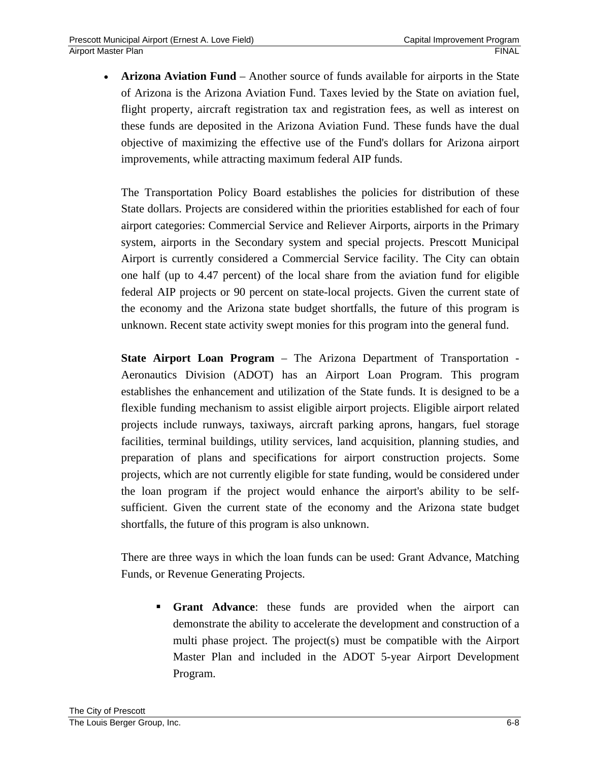- **Arizona Aviation Fund** – Another source of funds available for airports in the State of Arizona is the Arizona Aviation Fund. Taxes levied by the State on aviation fuel, flight property, aircraft registration tax and registration fees, as well as interest on these funds are deposited in the Arizona Aviation Fund. These funds have the dual objective of maximizing the effective use of the Fund's dollars for Arizona airport improvements, while attracting maximum federal AIP funds.

  The Transportation Policy Board establishes the policies for distribution of these State dollars. Projects are considered within the priorities established for each of four airport categories: Commercial Service and Reliever Airports, airports in the Primary system, airports in the Secondary system and special projects. Prescott Municipal Airport is currently considered a Commercial Service facility. The City can obtain one half (up to 4.47 percent) of the local share from the aviation fund for eligible federal AIP projects or 90 percent on state-local projects. Given the current state of the economy and the Arizona state budget shortfalls, the future of this program is unknown. Recent state activity swept monies for this program into the general fund.

  **State Airport Loan Program** – The Arizona Department of Transportation - Aeronautics Division (ADOT) has an Airport Loan Program. This program establishes the enhancement and utilization of the State funds. It is designed to be a flexible funding mechanism to assist eligible airport projects. Eligible airport related projects include runways, taxiways, aircraft parking aprons, hangars, fuel storage facilities, terminal buildings, utility services, land acquisition, planning studies, and preparation of plans and specifications for airport construction projects. Some projects, which are not currently eligible for state funding, would be considered under the loan program if the project would enhance the airport's ability to be self-sufficient. Given the current state of the economy and the Arizona state budget shortfalls, the future of this program is also unknown.

  There are three ways in which the loan funds can be used: Grant Advance, Matching Funds, or Revenue Generating Projects.

  - **Grant Advance**: these funds are provided when the airport can demonstrate the ability to accelerate the development and construction of a multi phase project. The project(s) must be compatible with the Airport Master Plan and included in the ADOT 5-year Airport Development Program.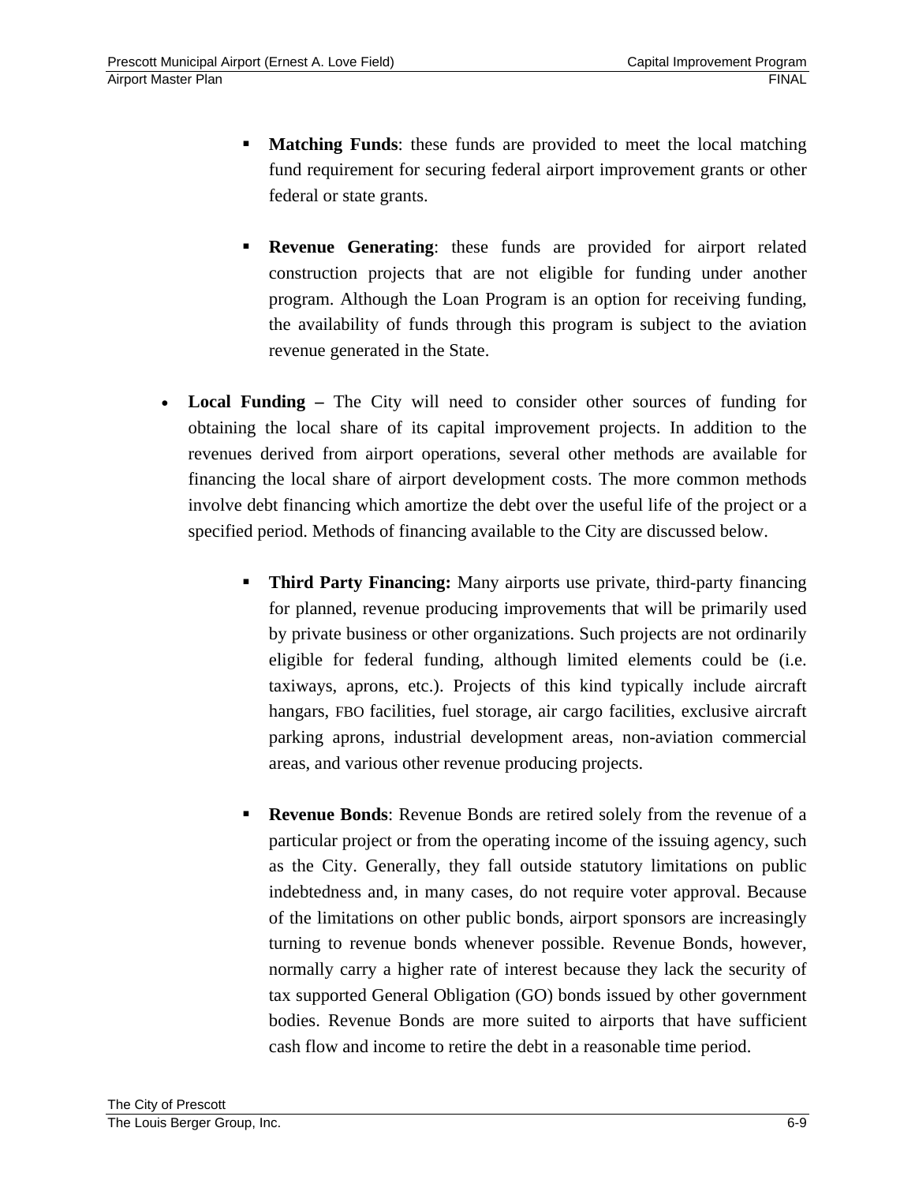- **Matching Funds**: these funds are provided to meet the local matching fund requirement for securing federal airport improvement grants or other federal or state grants.

    - **Revenue Generating**: these funds are provided for airport related construction projects that are not eligible for funding under another program. Although the Loan Program is an option for receiving funding, the availability of funds through this program is subject to the aviation revenue generated in the State.

- **Local Funding –** The City will need to consider other sources of funding for obtaining the local share of its capital improvement projects. In addition to the revenues derived from airport operations, several other methods are available for financing the local share of airport development costs. The more common methods involve debt financing which amortize the debt over the useful life of the project or a specified period. Methods of financing available to the City are discussed below.

    - **Third Party Financing:** Many airports use private, third-party financing for planned, revenue producing improvements that will be primarily used by private business or other organizations. Such projects are not ordinarily eligible for federal funding, although limited elements could be (i.e. taxiways, aprons, etc.). Projects of this kind typically include aircraft hangars, FBO facilities, fuel storage, air cargo facilities, exclusive aircraft parking aprons, industrial development areas, non-aviation commercial areas, and various other revenue producing projects.

    - **Revenue Bonds**: Revenue Bonds are retired solely from the revenue of a particular project or from the operating income of the issuing agency, such as the City. Generally, they fall outside statutory limitations on public indebtedness and, in many cases, do not require voter approval. Because of the limitations on other public bonds, airport sponsors are increasingly turning to revenue bonds whenever possible. Revenue Bonds, however, normally carry a higher rate of interest because they lack the security of tax supported General Obligation (GO) bonds issued by other government bodies. Revenue Bonds are more suited to airports that have sufficient cash flow and income to retire the debt in a reasonable time period.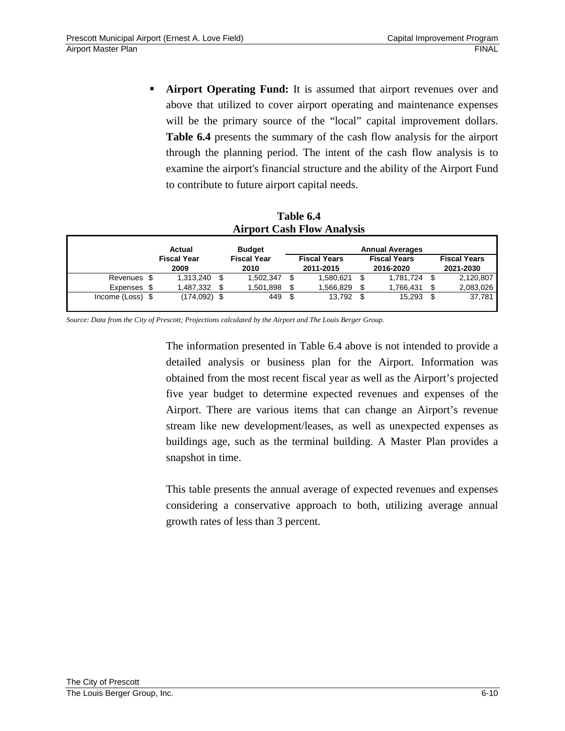- **Airport Operating Fund:** It is assumed that airport revenues over and above that utilized to cover airport operating and maintenance expenses will be the primary source of the "local" capital improvement dollars. **Table 6.4** presents the summary of the cash flow analysis for the airport through the planning period. The intent of the cash flow analysis is to examine the airport's financial structure and the ability of the Airport Fund to contribute to future airport capital needs.

**Table 6.4**
**Airport Cash Flow Analysis**

| | Actual | Budget | Annual Averages | | |
|---|---|---|---|---|---|
| | Fiscal Year 2009 | Fiscal Year 2010 | Fiscal Years 2011-2015 | Fiscal Years 2016-2020 | Fiscal Years 2021-2030 |
| Revenues | $ 1,313,240 | $ 1,502,347 | $ 1,580,621 | $ 1,781,724 | $ 2,120,807 |
| Expenses | $ 1,487,332 | $ 1,501,898 | $ 1,566,829 | $ 1,766,431 | $ 2,083,026 |
| Income (Loss) | $ (174,092) | $ 449 | $ 13,792 | $ 15,293 | $ 37,781 |

*Source: Data from the City of Prescott; Projections calculated by the Airport and The Louis Berger Group.*

The information presented in Table 6.4 above is not intended to provide a detailed analysis or business plan for the Airport. Information was obtained from the most recent fiscal year as well as the Airport's projected five year budget to determine expected revenues and expenses of the Airport. There are various items that can change an Airport's revenue stream like new development/leases, as well as unexpected expenses as buildings age, such as the terminal building. A Master Plan provides a snapshot in time.

This table presents the annual average of expected revenues and expenses considering a conservative approach to both, utilizing average annual growth rates of less than 3 percent.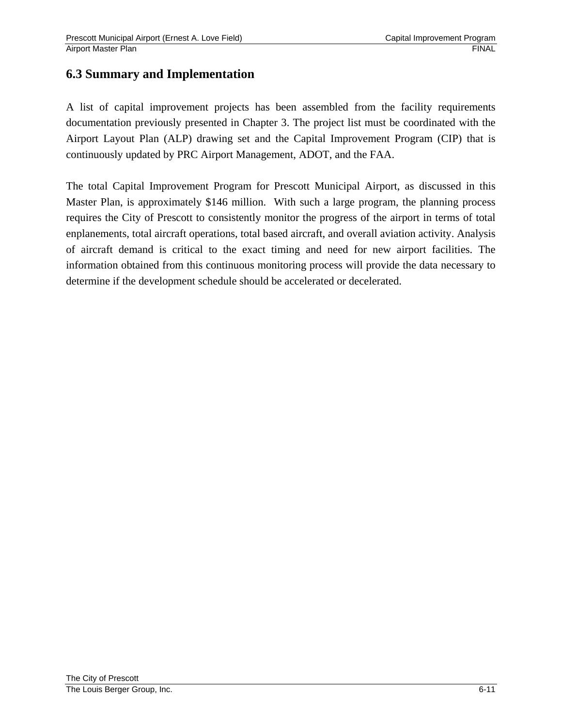## 6.3 Summary and Implementation

A list of capital improvement projects has been assembled from the facility requirements documentation previously presented in Chapter 3. The project list must be coordinated with the Airport Layout Plan (ALP) drawing set and the Capital Improvement Program (CIP) that is continuously updated by PRC Airport Management, ADOT, and the FAA.

The total Capital Improvement Program for Prescott Municipal Airport, as discussed in this Master Plan, is approximately $146 million. With such a large program, the planning process requires the City of Prescott to consistently monitor the progress of the airport in terms of total enplanements, total aircraft operations, total based aircraft, and overall aviation activity. Analysis of aircraft demand is critical to the exact timing and need for new airport facilities. The information obtained from this continuous monitoring process will provide the data necessary to determine if the development schedule should be accelerated or decelerated.